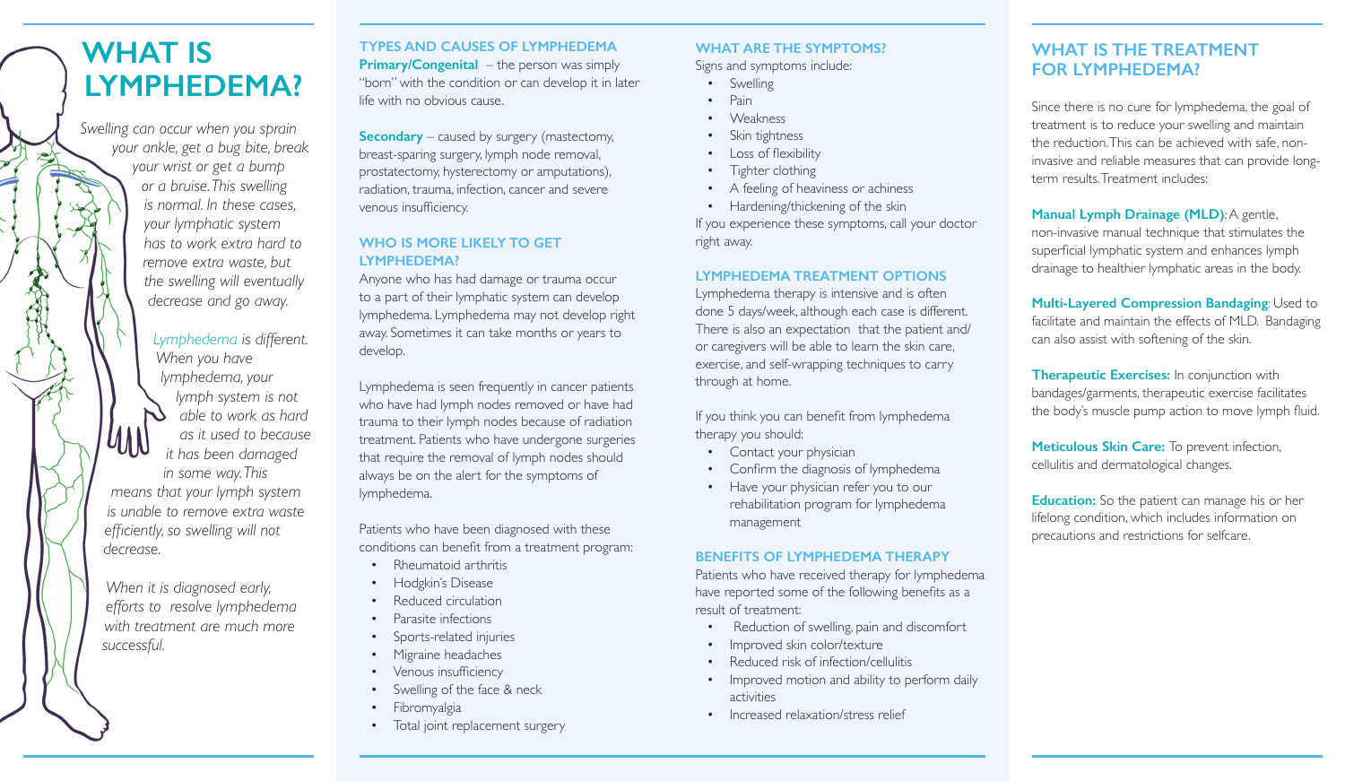# WHAT IS LYMPHEDEMA?

*Swelling can occur when you sprain your ankle, get a bug bite, break your wrist or get a bump or a bruise. This swelling is normal. In these cases, your lymphatic system has to work extra hard to remove extra waste, but the swelling will eventually decrease and go away.*

*Lymphedema is different. When you have lymphedema, your lymph system is not able to work as hard as it used to because it has been damaged in some way. This means that your lymph system is unable to remove extra waste efficiently, so swelling will not decrease.*

*When it is diagnosed early, efforts to resolve lymphedema with treatment are much more successful.*

### TYPES AND CAUSES OF LYMPHEDEMA

**Primary/Congenital** – the person was simply "born" with the condition or can develop it in later life with no obvious cause.

**Secondary** – caused by surgery (mastectomy, breast-sparing surgery, lymph node removal, prostatectomy, hysterectomy or amputations), radiation, trauma, infection, cancer and severe venous insufficiency.

### WHO IS MORE LIKELY TO GET LYMPHEDEMA?

Anyone who has had damage or trauma occur to a part of their lymphatic system can develop lymphedema. Lymphedema may not develop right away. Sometimes it can take months or years to develop.

Lymphedema is seen frequently in cancer patients who have had lymph nodes removed or have had trauma to their lymph nodes because of radiation treatment. Patients who have undergone surgeries that require the removal of lymph nodes should always be on the alert for the symptoms of lymphedema.

Patients who have been diagnosed with these conditions can benefit from a treatment program:

- Rheumatoid arthritis
- Hodgkin's Disease
- Reduced circulation
- Parasite infections
- Sports-related injuries
- Migraine headaches
- Venous insufficiency
- Swelling of the face & neck
- Fibromyalgia
- Total joint replacement surgery

### WHAT ARE THE SYMPTOMS?

Signs and symptoms include:

- Swelling
- Pain
- Weakness
- Skin tightness
- Loss of flexibility
- Tighter clothing
- A feeling of heaviness or achiness
- Hardening/thickening of the skin

If you experience these symptoms, call your doctor right away.

### LYMPHEDEMA TREATMENT OPTIONS

Lymphedema therapy is intensive and is often done 5 days/week, although each case is different. There is also an expectation that the patient and/or caregivers will be able to learn the skin care, exercise, and self-wrapping techniques to carry through at home.

If you think you can benefit from lymphedema therapy you should:

- Contact your physician
- Confirm the diagnosis of lymphedema
- Have your physician refer you to our rehabilitation program for lymphedema management

### BENEFITS OF LYMPHEDEMA THERAPY

Patients who have received therapy for lymphedema have reported some of the following benefits as a result of treatment:

- Reduction of swelling, pain and discomfort
- Improved skin color/texture
- Reduced risk of infection/cellulitis
- Improved motion and ability to perform daily activities
- Increased relaxation/stress relief

## WHAT IS THE TREATMENT FOR LYMPHEDEMA?

Since there is no cure for lymphedema, the goal of treatment is to reduce your swelling and maintain the reduction. This can be achieved with safe, non-invasive and reliable measures that can provide long-term results. Treatment includes:

**Manual Lymph Drainage (MLD)**: A gentle, non-invasive manual technique that stimulates the superficial lymphatic system and enhances lymph drainage to healthier lymphatic areas in the body.

**Multi-Layered Compression Bandaging**: Used to facilitate and maintain the effects of MLD. Bandaging can also assist with softening of the skin.

**Therapeutic Exercises:** In conjunction with bandages/garments, therapeutic exercise facilitates the body's muscle pump action to move lymph fluid.

**Meticulous Skin Care:** To prevent infection, cellulitis and dermatological changes.

**Education:** So the patient can manage his or her lifelong condition, which includes information on precautions and restrictions for selfcare.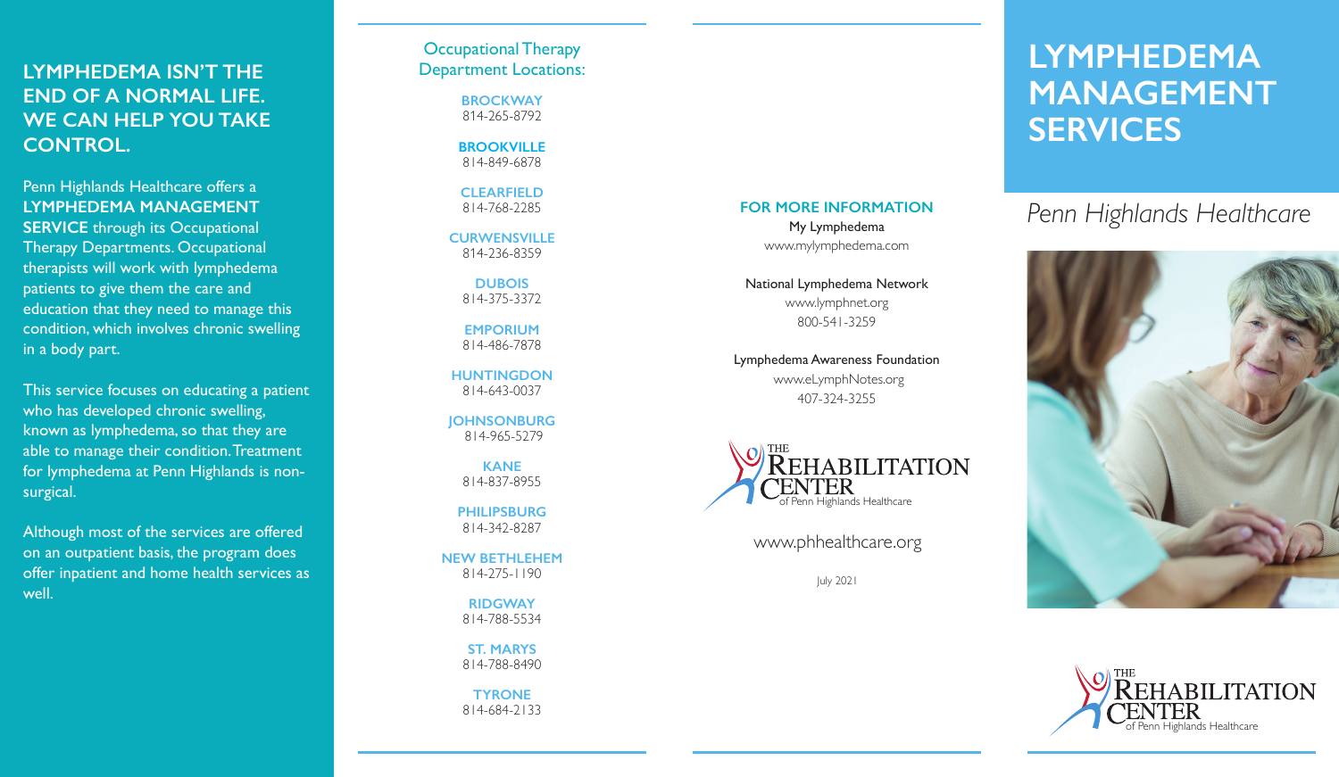## LYMPHEDEMA ISN'T THE END OF A NORMAL LIFE. WE CAN HELP YOU TAKE CONTROL.

Penn Highlands Healthcare offers a **LYMPHEDEMA MANAGEMENT SERVICE** through its Occupational Therapy Departments. Occupational therapists will work with lymphedema patients to give them the care and education that they need to manage this condition, which involves chronic swelling in a body part.

This service focuses on educating a patient who has developed chronic swelling, known as lymphedema, so that they are able to manage their condition. Treatment for lymphedema at Penn Highlands is non-surgical.

Although most of the services are offered on an outpatient basis, the program does offer inpatient and home health services as well.

## Occupational Therapy Department Locations:

**BROCKWAY**
814-265-8792

**BROOKVILLE**
814-849-6878

**CLEARFIELD**
814-768-2285

**CURWENSVILLE**
814-236-8359

**DUBOIS**
814-375-3372

**EMPORIUM**
814-486-7878

**HUNTINGDON**
814-643-0037

**JOHNSONBURG**
814-965-5279

**KANE**
814-837-8955

**PHILIPSBURG**
814-342-8287

**NEW BETHLEHEM**
814-275-1190

**RIDGWAY**
814-788-5534

**ST. MARYS**
814-788-8490

**TYRONE**
814-684-2133

## FOR MORE INFORMATION

My Lymphedema
www.mylymphedema.com

National Lymphedema Network
www.lymphnet.org
800-541-3259

Lymphedema Awareness Foundation
www.eLymphNotes.org
407-324-3255

THE REHABILITATION CENTER of Penn Highlands Healthcare

www.phhealthcare.org

July 2021

# LYMPHEDEMA MANAGEMENT SERVICES

*Penn Highlands Healthcare*

THE REHABILITATION CENTER of Penn Highlands Healthcare